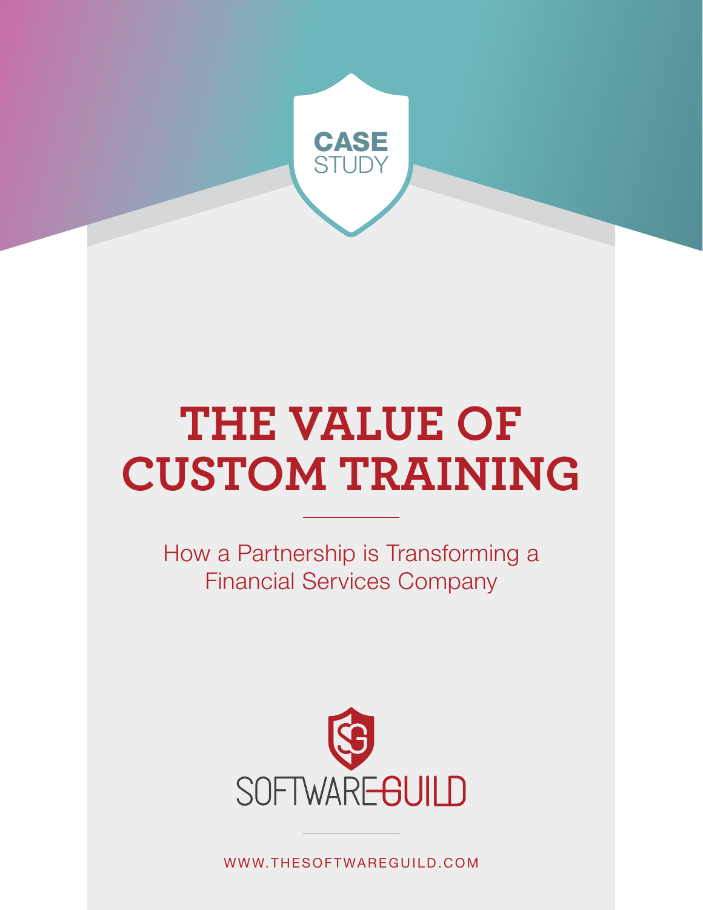CASE STUDY

# THE VALUE OF CUSTOM TRAINING

How a Partnership is Transforming a Financial Services Company

SOFTWARE GUILD

WWW.THESOFTWAREGUILD.COM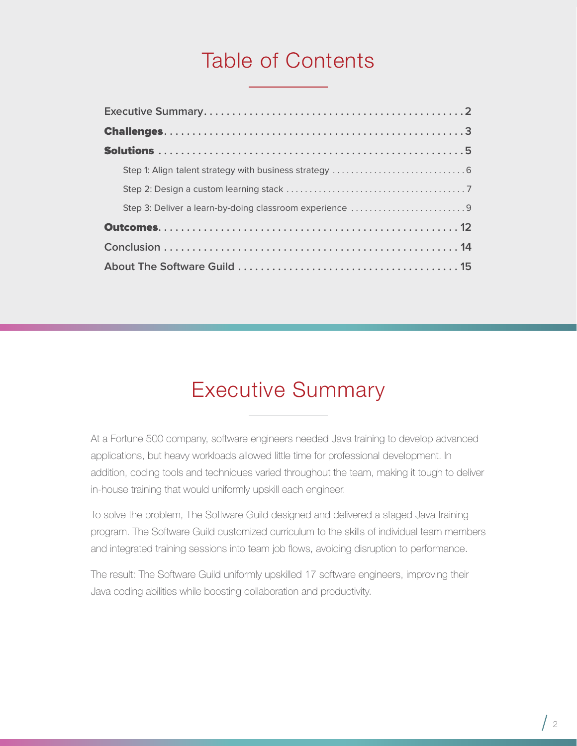# Table of Contents

| | |
|---|---|
| **Executive Summary** | **2** |
| **Challenges** | **3** |
| **Solutions** | **5** |
| Step 1: Align talent strategy with business strategy | 6 |
| Step 2: Design a custom learning stack | 7 |
| Step 3: Deliver a learn-by-doing classroom experience | 9 |
| **Outcomes** | **12** |
| **Conclusion** | **14** |
| **About The Software Guild** | **15** |

# Executive Summary

At a Fortune 500 company, software engineers needed Java training to develop advanced applications, but heavy workloads allowed little time for professional development. In addition, coding tools and techniques varied throughout the team, making it tough to deliver in-house training that would uniformly upskill each engineer.

To solve the problem, The Software Guild designed and delivered a staged Java training program. The Software Guild customized curriculum to the skills of individual team members and integrated training sessions into team job flows, avoiding disruption to performance.

The result: The Software Guild uniformly upskilled 17 software engineers, improving their Java coding abilities while boosting collaboration and productivity.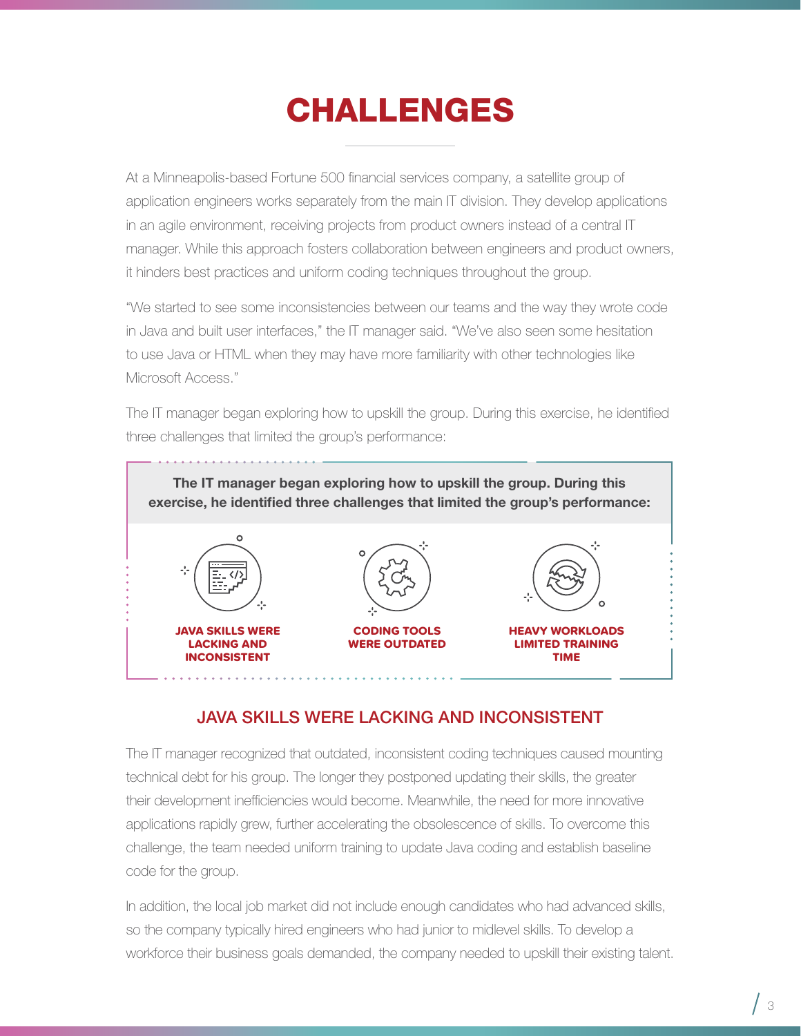# CHALLENGES

At a Minneapolis-based Fortune 500 financial services company, a satellite group of application engineers works separately from the main IT division. They develop applications in an agile environment, receiving projects from product owners instead of a central IT manager. While this approach fosters collaboration between engineers and product owners, it hinders best practices and uniform coding techniques throughout the group.

"We started to see some inconsistencies between our teams and the way they wrote code in Java and built user interfaces," the IT manager said. "We've also seen some hesitation to use Java or HTML when they may have more familiarity with other technologies like Microsoft Access."

The IT manager began exploring how to upskill the group. During this exercise, he identified three challenges that limited the group's performance:

**The IT manager began exploring how to upskill the group. During this exercise, he identified three challenges that limited the group's performance:**

**JAVA SKILLS WERE LACKING AND INCONSISTENT**

**CODING TOOLS WERE OUTDATED**

**HEAVY WORKLOADS LIMITED TRAINING TIME**

## JAVA SKILLS WERE LACKING AND INCONSISTENT

The IT manager recognized that outdated, inconsistent coding techniques caused mounting technical debt for his group. The longer they postponed updating their skills, the greater their development inefficiencies would become. Meanwhile, the need for more innovative applications rapidly grew, further accelerating the obsolescence of skills. To overcome this challenge, the team needed uniform training to update Java coding and establish baseline code for the group.

In addition, the local job market did not include enough candidates who had advanced skills, so the company typically hired engineers who had junior to midlevel skills. To develop a workforce their business goals demanded, the company needed to upskill their existing talent.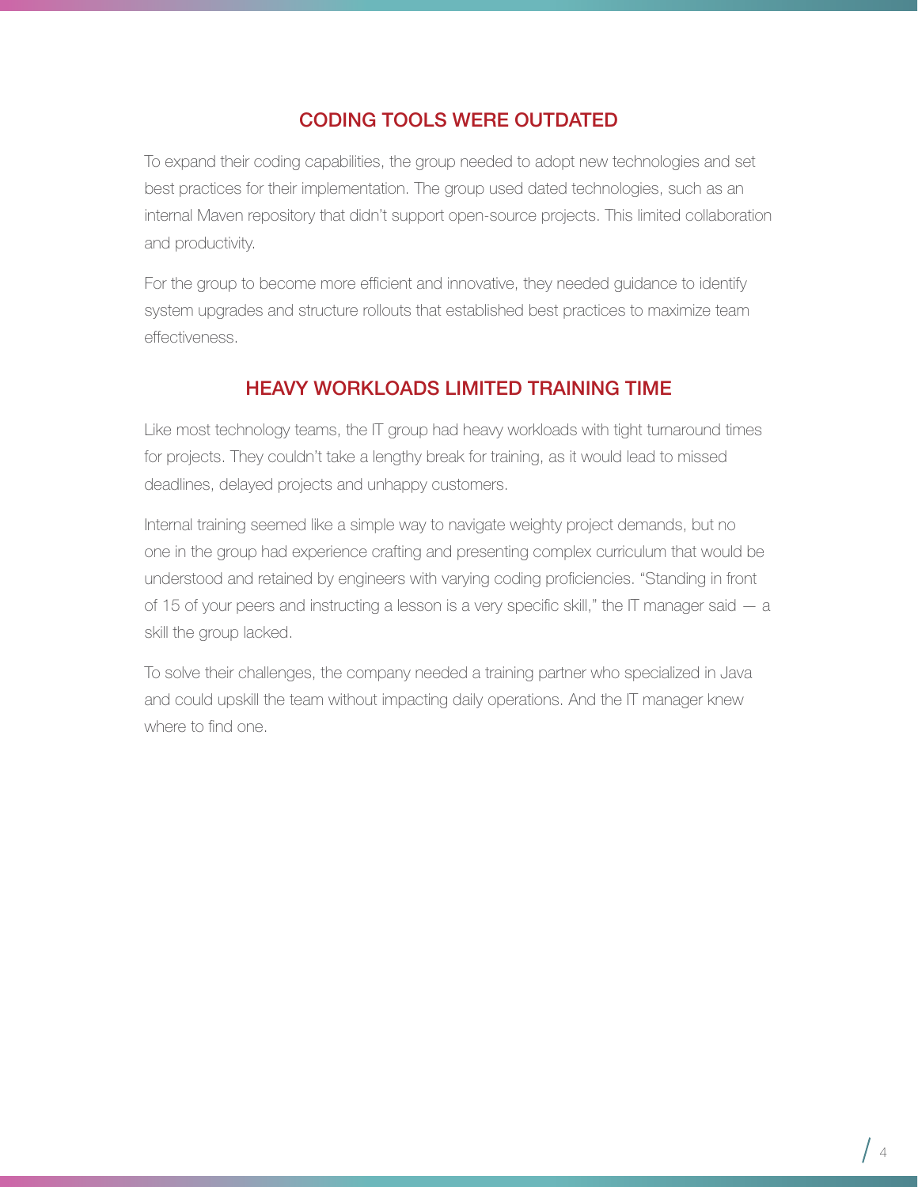## CODING TOOLS WERE OUTDATED

To expand their coding capabilities, the group needed to adopt new technologies and set best practices for their implementation. The group used dated technologies, such as an internal Maven repository that didn't support open-source projects. This limited collaboration and productivity.

For the group to become more efficient and innovative, they needed guidance to identify system upgrades and structure rollouts that established best practices to maximize team effectiveness.

## HEAVY WORKLOADS LIMITED TRAINING TIME

Like most technology teams, the IT group had heavy workloads with tight turnaround times for projects. They couldn't take a lengthy break for training, as it would lead to missed deadlines, delayed projects and unhappy customers.

Internal training seemed like a simple way to navigate weighty project demands, but no one in the group had experience crafting and presenting complex curriculum that would be understood and retained by engineers with varying coding proficiencies. "Standing in front of 15 of your peers and instructing a lesson is a very specific skill," the IT manager said — a skill the group lacked.

To solve their challenges, the company needed a training partner who specialized in Java and could upskill the team without impacting daily operations. And the IT manager knew where to find one.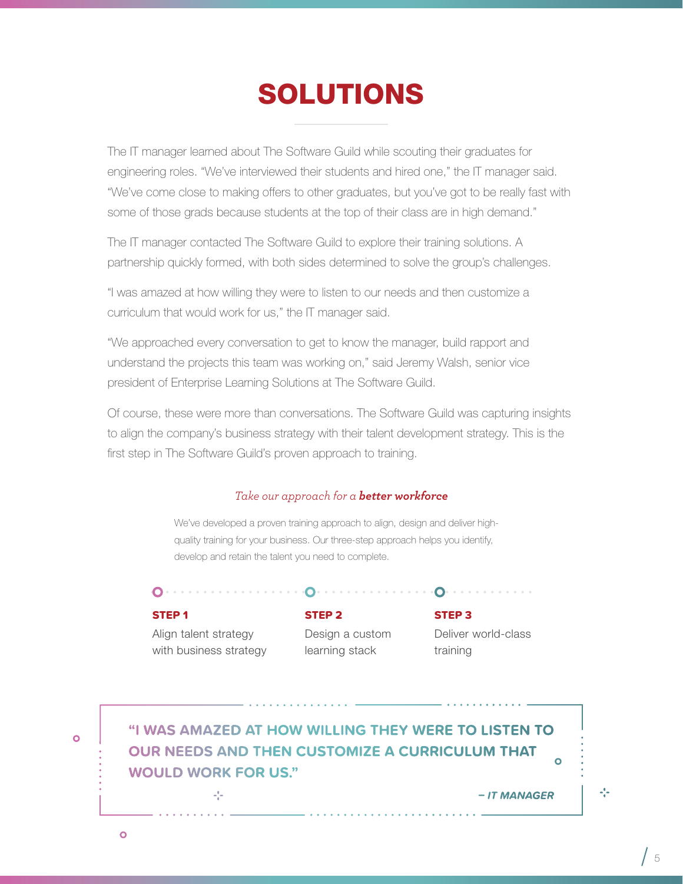# SOLUTIONS

The IT manager learned about The Software Guild while scouting their graduates for engineering roles. "We've interviewed their students and hired one," the IT manager said. "We've come close to making offers to other graduates, but you've got to be really fast with some of those grads because students at the top of their class are in high demand."

The IT manager contacted The Software Guild to explore their training solutions. A partnership quickly formed, with both sides determined to solve the group's challenges.

"I was amazed at how willing they were to listen to our needs and then customize a curriculum that would work for us," the IT manager said.

"We approached every conversation to get to know the manager, build rapport and understand the projects this team was working on," said Jeremy Walsh, senior vice president of Enterprise Learning Solutions at The Software Guild.

Of course, these were more than conversations. The Software Guild was capturing insights to align the company's business strategy with their talent development strategy. This is the first step in The Software Guild's proven approach to training.

*Take our approach for a **better workforce***

We've developed a proven training approach to align, design and deliver high-quality training for your business. Our three-step approach helps you identify, develop and retain the talent you need to complete.

**STEP 1**
Align talent strategy with business strategy

**STEP 2**
Design a custom learning stack

**STEP 3**
Deliver world-class training

> **"I WAS AMAZED AT HOW WILLING THEY WERE TO LISTEN TO OUR NEEDS AND THEN CUSTOMIZE A CURRICULUM THAT WOULD WORK FOR US."**
>
> ***– IT MANAGER***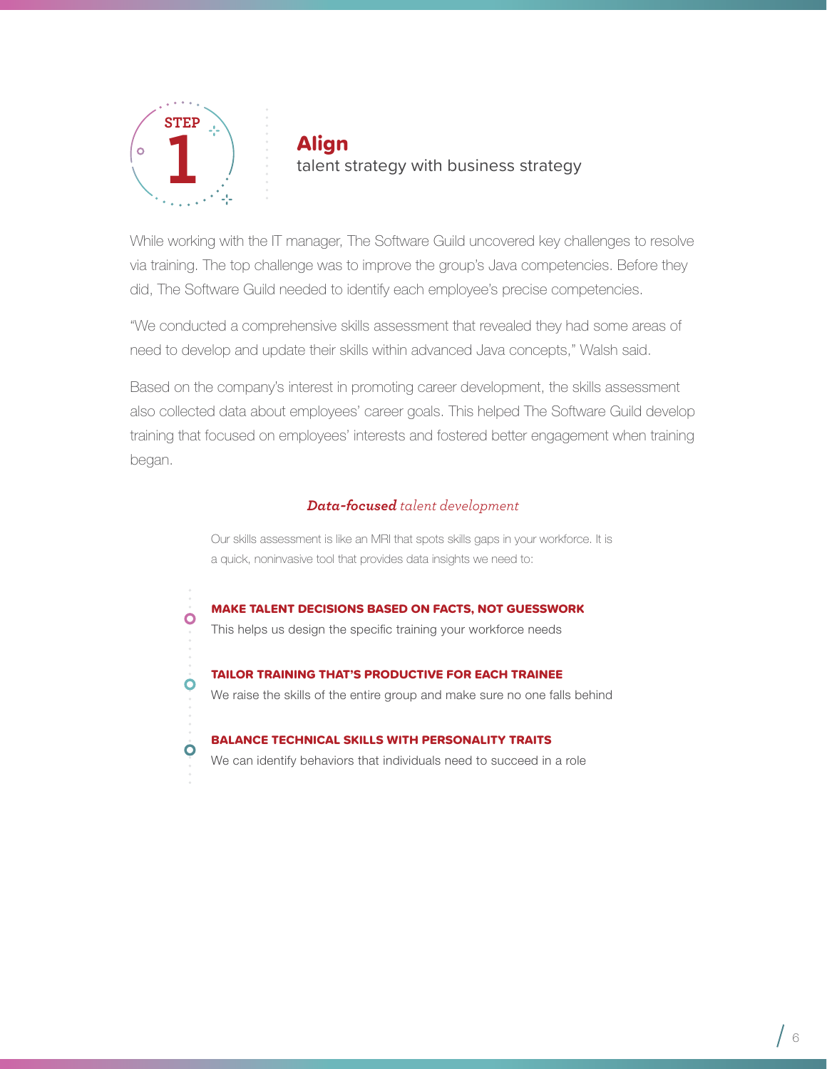STEP 1

# Align
talent strategy with business strategy

While working with the IT manager, The Software Guild uncovered key challenges to resolve via training. The top challenge was to improve the group's Java competencies. Before they did, The Software Guild needed to identify each employee's precise competencies.

"We conducted a comprehensive skills assessment that revealed they had some areas of need to develop and update their skills within advanced Java concepts," Walsh said.

Based on the company's interest in promoting career development, the skills assessment also collected data about employees' career goals. This helped The Software Guild develop training that focused on employees' interests and fostered better engagement when training began.

### ***Data-focused*** *talent development*

Our skills assessment is like an MRI that spots skills gaps in your workforce. It is a quick, noninvasive tool that provides data insights we need to:

**MAKE TALENT DECISIONS BASED ON FACTS, NOT GUESSWORK**
This helps us design the specific training your workforce needs

**TAILOR TRAINING THAT'S PRODUCTIVE FOR EACH TRAINEE**
We raise the skills of the entire group and make sure no one falls behind

**BALANCE TECHNICAL SKILLS WITH PERSONALITY TRAITS**
We can identify behaviors that individuals need to succeed in a role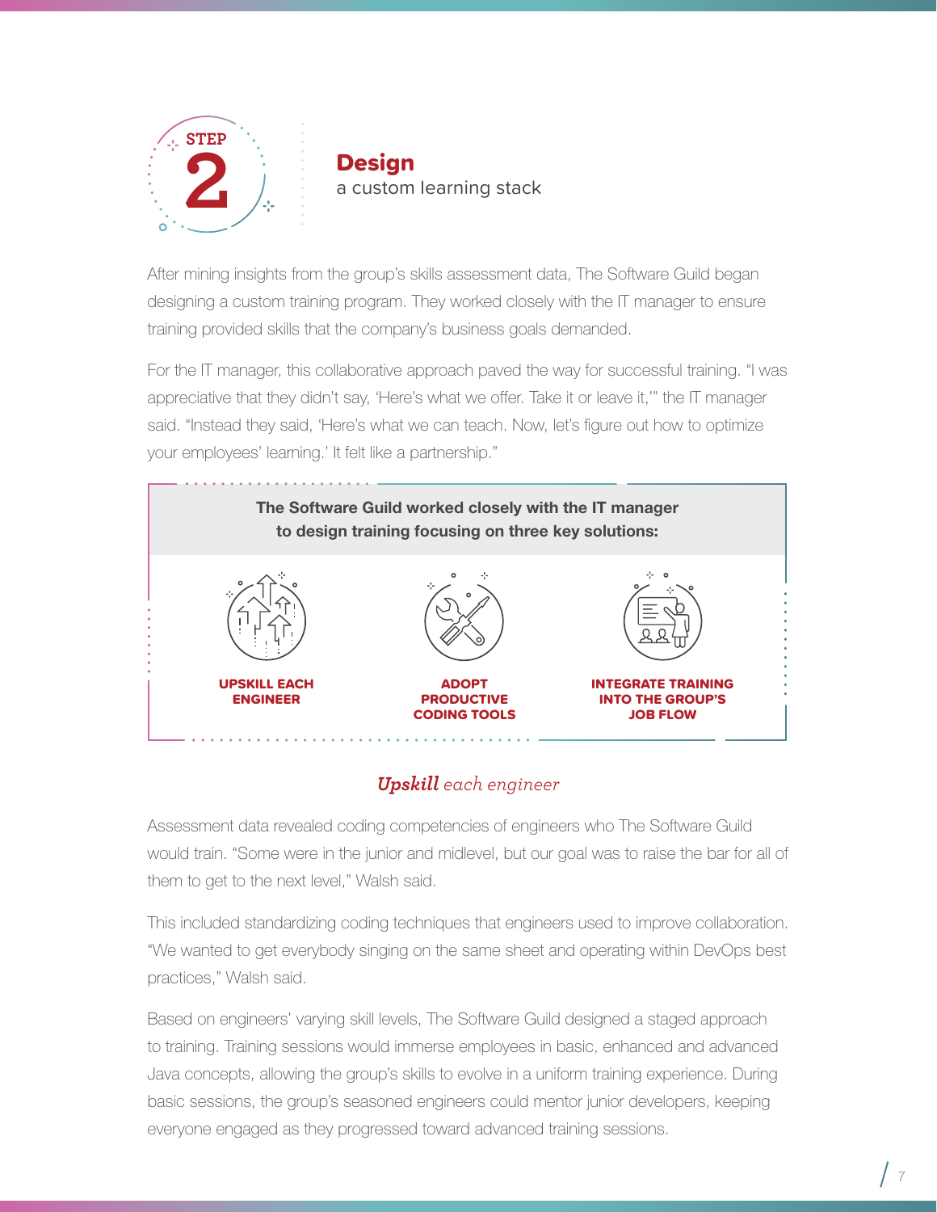## STEP 2

## Design
a custom learning stack

After mining insights from the group's skills assessment data, The Software Guild began designing a custom training program. They worked closely with the IT manager to ensure training provided skills that the company's business goals demanded.

For the IT manager, this collaborative approach paved the way for successful training. "I was appreciative that they didn't say, 'Here's what we offer. Take it or leave it,'" the IT manager said. "Instead they said, 'Here's what we can teach. Now, let's figure out how to optimize your employees' learning.' It felt like a partnership."

**The Software Guild worked closely with the IT manager to design training focusing on three key solutions:**

- **UPSKILL EACH ENGINEER**
- **ADOPT PRODUCTIVE CODING TOOLS**
- **INTEGRATE TRAINING INTO THE GROUP'S JOB FLOW**

### ***Upskill*** *each engineer*

Assessment data revealed coding competencies of engineers who The Software Guild would train. "Some were in the junior and midlevel, but our goal was to raise the bar for all of them to get to the next level," Walsh said.

This included standardizing coding techniques that engineers used to improve collaboration. "We wanted to get everybody singing on the same sheet and operating within DevOps best practices," Walsh said.

Based on engineers' varying skill levels, The Software Guild designed a staged approach to training. Training sessions would immerse employees in basic, enhanced and advanced Java concepts, allowing the group's skills to evolve in a uniform training experience. During basic sessions, the group's seasoned engineers could mentor junior developers, keeping everyone engaged as they progressed toward advanced training sessions.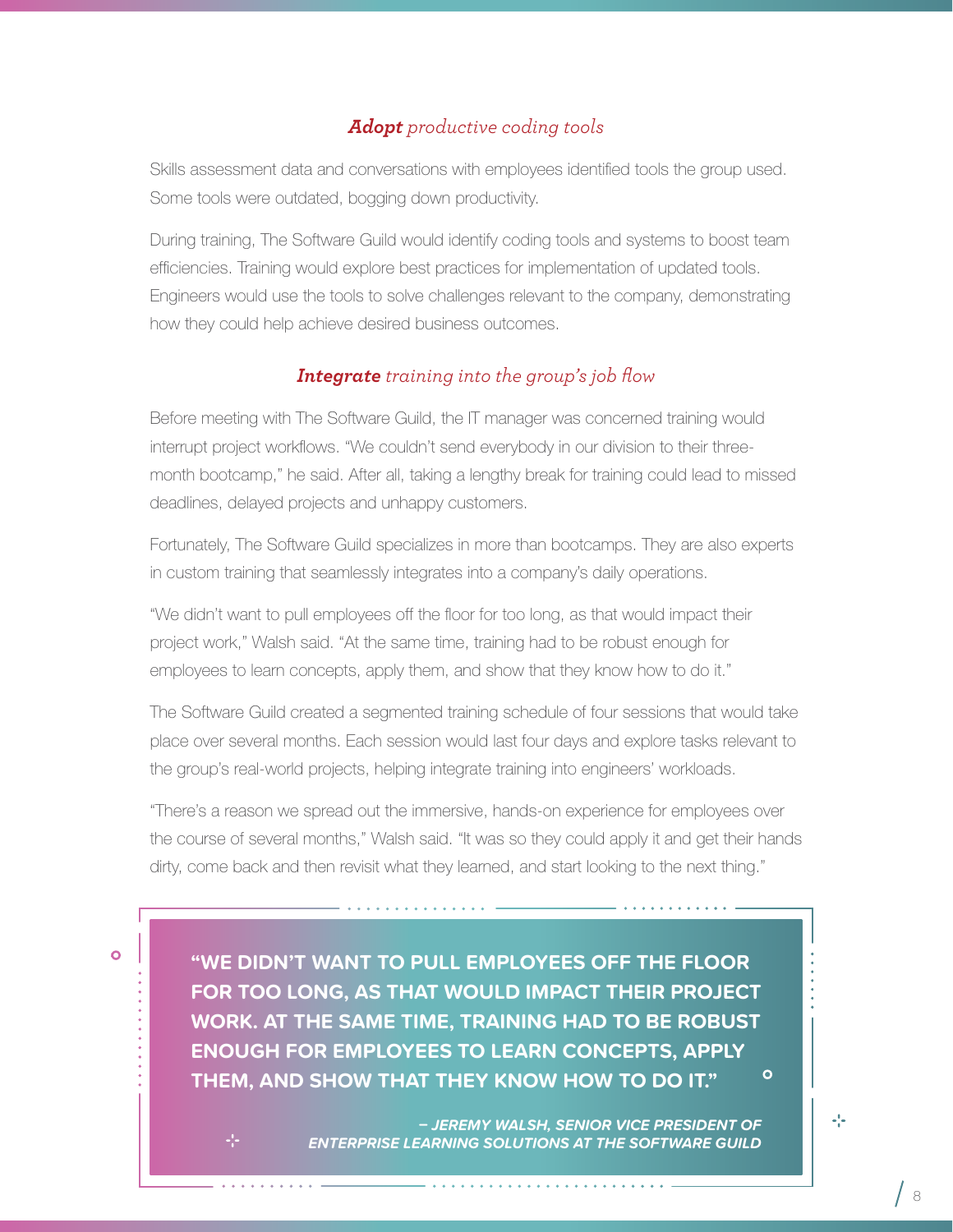### ***Adopt*** *productive coding tools*

Skills assessment data and conversations with employees identified tools the group used. Some tools were outdated, bogging down productivity.

During training, The Software Guild would identify coding tools and systems to boost team efficiencies. Training would explore best practices for implementation of updated tools. Engineers would use the tools to solve challenges relevant to the company, demonstrating how they could help achieve desired business outcomes.

### ***Integrate*** *training into the group's job flow*

Before meeting with The Software Guild, the IT manager was concerned training would interrupt project workflows. "We couldn't send everybody in our division to their three-month bootcamp," he said. After all, taking a lengthy break for training could lead to missed deadlines, delayed projects and unhappy customers.

Fortunately, The Software Guild specializes in more than bootcamps. They are also experts in custom training that seamlessly integrates into a company's daily operations.

"We didn't want to pull employees off the floor for too long, as that would impact their project work," Walsh said. "At the same time, training had to be robust enough for employees to learn concepts, apply them, and show that they know how to do it."

The Software Guild created a segmented training schedule of four sessions that would take place over several months. Each session would last four days and explore tasks relevant to the group's real-world projects, helping integrate training into engineers' workloads.

"There's a reason we spread out the immersive, hands-on experience for employees over the course of several months," Walsh said. "It was so they could apply it and get their hands dirty, come back and then revisit what they learned, and start looking to the next thing."

> **"WE DIDN'T WANT TO PULL EMPLOYEES OFF THE FLOOR FOR TOO LONG, AS THAT WOULD IMPACT THEIR PROJECT WORK. AT THE SAME TIME, TRAINING HAD TO BE ROBUST ENOUGH FOR EMPLOYEES TO LEARN CONCEPTS, APPLY THEM, AND SHOW THAT THEY KNOW HOW TO DO IT."**
>
> ***– JEREMY WALSH, SENIOR VICE PRESIDENT OF ENTERPRISE LEARNING SOLUTIONS AT THE SOFTWARE GUILD***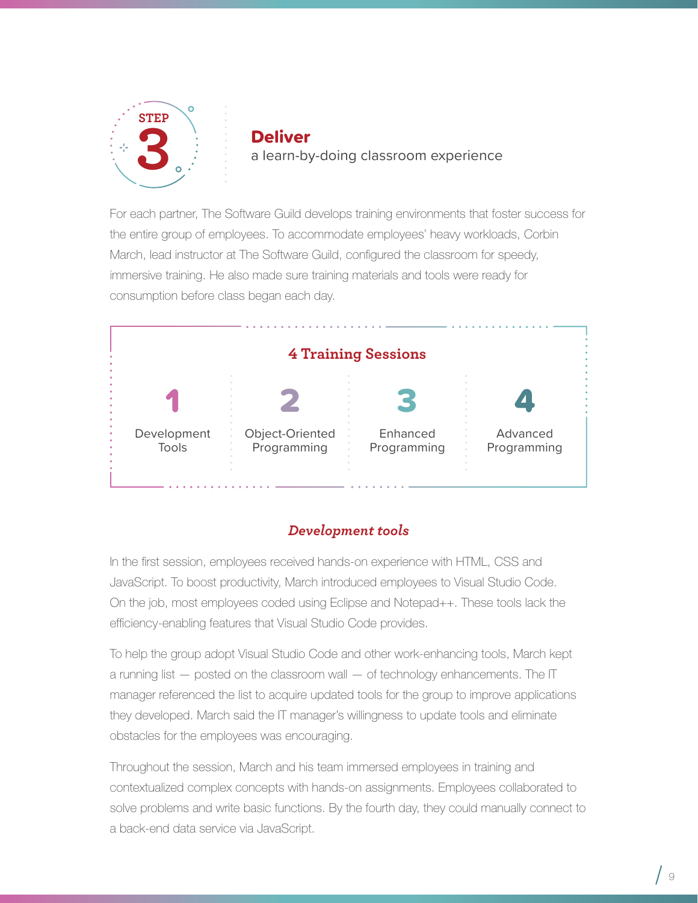STEP 3

## Deliver

a learn-by-doing classroom experience

For each partner, The Software Guild develops training environments that foster success for the entire group of employees. To accommodate employees' heavy workloads, Corbin March, lead instructor at The Software Guild, configured the classroom for speedy, immersive training. He also made sure training materials and tools were ready for consumption before class began each day.

**4 Training Sessions**

1. Development Tools
2. Object-Oriented Programming
3. Enhanced Programming
4. Advanced Programming

### *Development tools*

In the first session, employees received hands-on experience with HTML, CSS and JavaScript. To boost productivity, March introduced employees to Visual Studio Code. On the job, most employees coded using Eclipse and Notepad++. These tools lack the efficiency-enabling features that Visual Studio Code provides.

To help the group adopt Visual Studio Code and other work-enhancing tools, March kept a running list — posted on the classroom wall — of technology enhancements. The IT manager referenced the list to acquire updated tools for the group to improve applications they developed. March said the IT manager's willingness to update tools and eliminate obstacles for the employees was encouraging.

Throughout the session, March and his team immersed employees in training and contextualized complex concepts with hands-on assignments. Employees collaborated to solve problems and write basic functions. By the fourth day, they could manually connect to a back-end data service via JavaScript.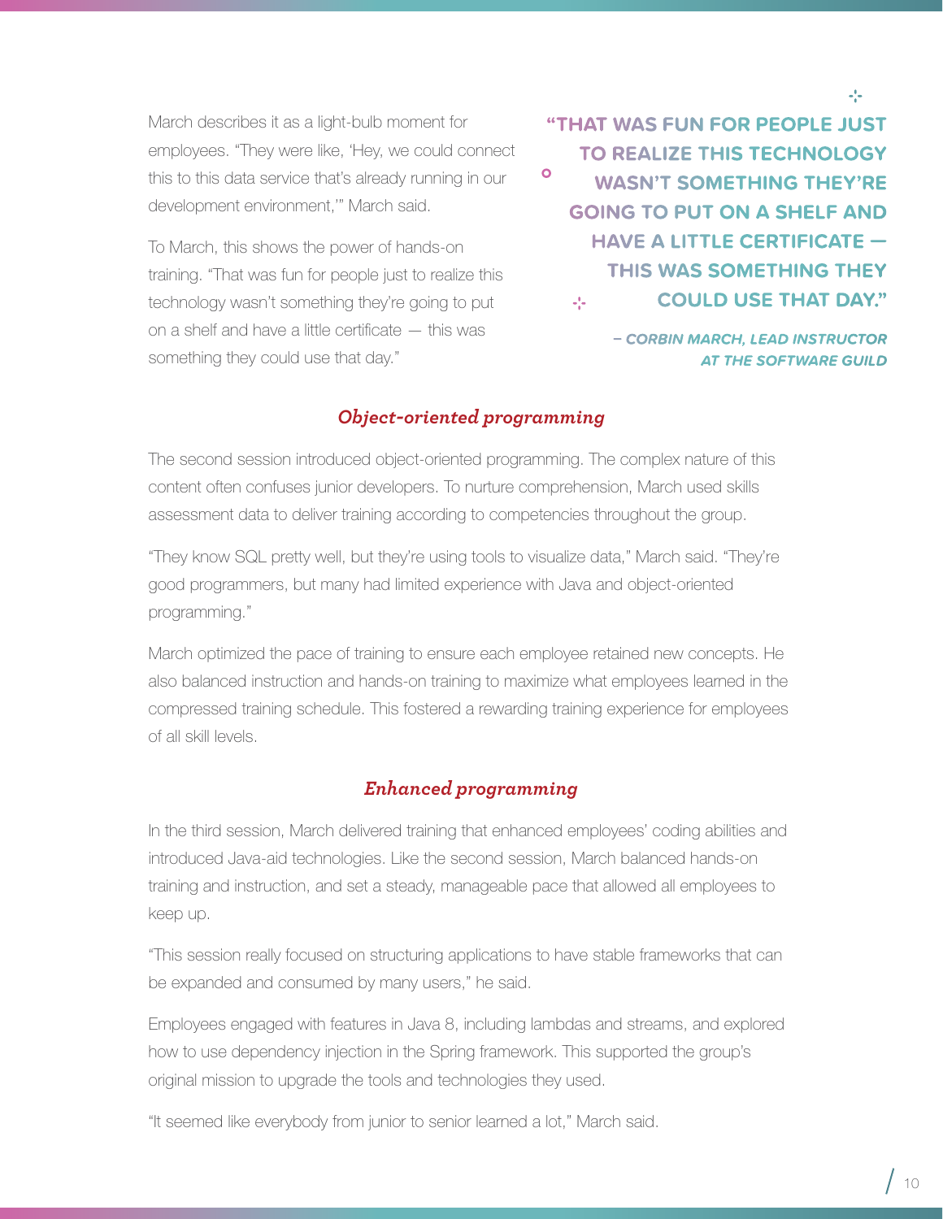March describes it as a light-bulb moment for employees. "They were like, 'Hey, we could connect this to this data service that's already running in our development environment,'" March said.

To March, this shows the power of hands-on training. "That was fun for people just to realize this technology wasn't something they're going to put on a shelf and have a little certificate — this was something they could use that day."

> **"THAT WAS FUN FOR PEOPLE JUST TO REALIZE THIS TECHNOLOGY WASN'T SOMETHING THEY'RE GOING TO PUT ON A SHELF AND HAVE A LITTLE CERTIFICATE — THIS WAS SOMETHING THEY COULD USE THAT DAY."**
>
> ***– CORBIN MARCH, LEAD INSTRUCTOR AT THE SOFTWARE GUILD***

### *Object-oriented programming*

The second session introduced object-oriented programming. The complex nature of this content often confuses junior developers. To nurture comprehension, March used skills assessment data to deliver training according to competencies throughout the group.

"They know SQL pretty well, but they're using tools to visualize data," March said. "They're good programmers, but many had limited experience with Java and object-oriented programming."

March optimized the pace of training to ensure each employee retained new concepts. He also balanced instruction and hands-on training to maximize what employees learned in the compressed training schedule. This fostered a rewarding training experience for employees of all skill levels.

### *Enhanced programming*

In the third session, March delivered training that enhanced employees' coding abilities and introduced Java-aid technologies. Like the second session, March balanced hands-on training and instruction, and set a steady, manageable pace that allowed all employees to keep up.

"This session really focused on structuring applications to have stable frameworks that can be expanded and consumed by many users," he said.

Employees engaged with features in Java 8, including lambdas and streams, and explored how to use dependency injection in the Spring framework. This supported the group's original mission to upgrade the tools and technologies they used.

"It seemed like everybody from junior to senior learned a lot," March said.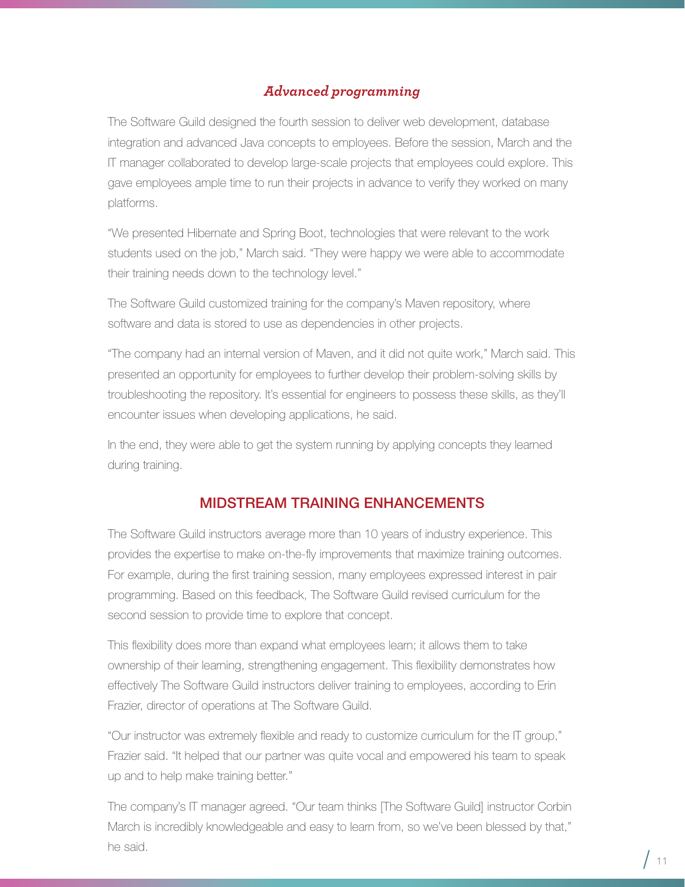### *Advanced programming*

The Software Guild designed the fourth session to deliver web development, database integration and advanced Java concepts to employees. Before the session, March and the IT manager collaborated to develop large-scale projects that employees could explore. This gave employees ample time to run their projects in advance to verify they worked on many platforms.

"We presented Hibernate and Spring Boot, technologies that were relevant to the work students used on the job," March said. "They were happy we were able to accommodate their training needs down to the technology level."

The Software Guild customized training for the company's Maven repository, where software and data is stored to use as dependencies in other projects.

"The company had an internal version of Maven, and it did not quite work," March said. This presented an opportunity for employees to further develop their problem-solving skills by troubleshooting the repository. It's essential for engineers to possess these skills, as they'll encounter issues when developing applications, he said.

In the end, they were able to get the system running by applying concepts they learned during training.

## MIDSTREAM TRAINING ENHANCEMENTS

The Software Guild instructors average more than 10 years of industry experience. This provides the expertise to make on-the-fly improvements that maximize training outcomes. For example, during the first training session, many employees expressed interest in pair programming. Based on this feedback, The Software Guild revised curriculum for the second session to provide time to explore that concept.

This flexibility does more than expand what employees learn; it allows them to take ownership of their learning, strengthening engagement. This flexibility demonstrates how effectively The Software Guild instructors deliver training to employees, according to Erin Frazier, director of operations at The Software Guild.

"Our instructor was extremely flexible and ready to customize curriculum for the IT group," Frazier said. "It helped that our partner was quite vocal and empowered his team to speak up and to help make training better."

The company's IT manager agreed. "Our team thinks [The Software Guild] instructor Corbin March is incredibly knowledgeable and easy to learn from, so we've been blessed by that," he said.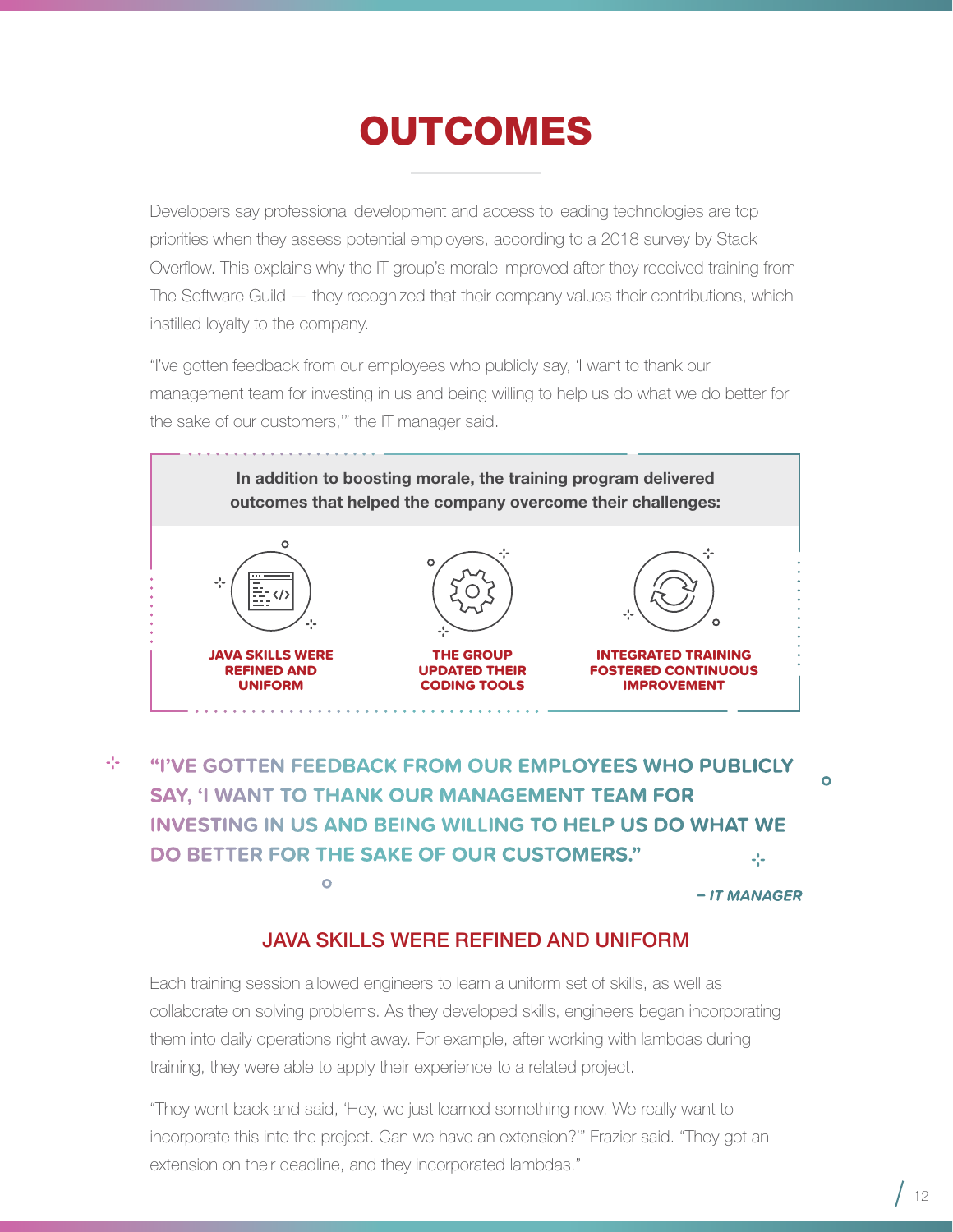# OUTCOMES

Developers say professional development and access to leading technologies are top priorities when they assess potential employers, according to a 2018 survey by Stack Overflow. This explains why the IT group's morale improved after they received training from The Software Guild — they recognized that their company values their contributions, which instilled loyalty to the company.

"I've gotten feedback from our employees who publicly say, 'I want to thank our management team for investing in us and being willing to help us do what we do better for the sake of our customers,'" the IT manager said.

**In addition to boosting morale, the training program delivered outcomes that helped the company overcome their challenges:**

**JAVA SKILLS WERE REFINED AND UNIFORM**

**THE GROUP UPDATED THEIR CODING TOOLS**

**INTEGRATED TRAINING FOSTERED CONTINUOUS IMPROVEMENT**

> **"I'VE GOTTEN FEEDBACK FROM OUR EMPLOYEES WHO PUBLICLY SAY, 'I WANT TO THANK OUR MANAGEMENT TEAM FOR INVESTING IN US AND BEING WILLING TO HELP US DO WHAT WE DO BETTER FOR THE SAKE OF OUR CUSTOMERS."**
>
> ***– IT MANAGER***

## JAVA SKILLS WERE REFINED AND UNIFORM

Each training session allowed engineers to learn a uniform set of skills, as well as collaborate on solving problems. As they developed skills, engineers began incorporating them into daily operations right away. For example, after working with lambdas during training, they were able to apply their experience to a related project.

"They went back and said, 'Hey, we just learned something new. We really want to incorporate this into the project. Can we have an extension?'" Frazier said. "They got an extension on their deadline, and they incorporated lambdas."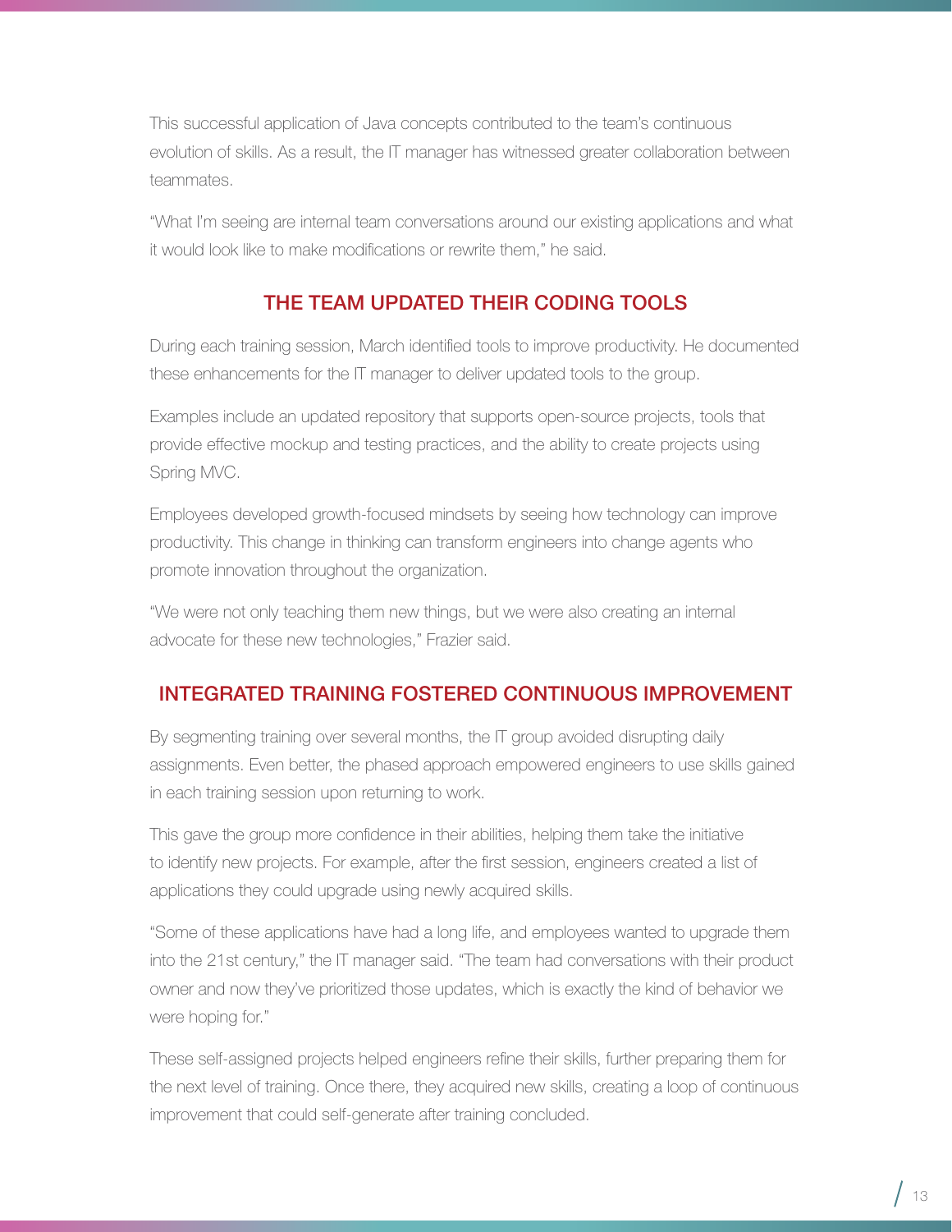This successful application of Java concepts contributed to the team's continuous evolution of skills. As a result, the IT manager has witnessed greater collaboration between teammates.

"What I'm seeing are internal team conversations around our existing applications and what it would look like to make modifications or rewrite them," he said.

## THE TEAM UPDATED THEIR CODING TOOLS

During each training session, March identified tools to improve productivity. He documented these enhancements for the IT manager to deliver updated tools to the group.

Examples include an updated repository that supports open-source projects, tools that provide effective mockup and testing practices, and the ability to create projects using Spring MVC.

Employees developed growth-focused mindsets by seeing how technology can improve productivity. This change in thinking can transform engineers into change agents who promote innovation throughout the organization.

"We were not only teaching them new things, but we were also creating an internal advocate for these new technologies," Frazier said.

## INTEGRATED TRAINING FOSTERED CONTINUOUS IMPROVEMENT

By segmenting training over several months, the IT group avoided disrupting daily assignments. Even better, the phased approach empowered engineers to use skills gained in each training session upon returning to work.

This gave the group more confidence in their abilities, helping them take the initiative to identify new projects. For example, after the first session, engineers created a list of applications they could upgrade using newly acquired skills.

"Some of these applications have had a long life, and employees wanted to upgrade them into the 21st century," the IT manager said. "The team had conversations with their product owner and now they've prioritized those updates, which is exactly the kind of behavior we were hoping for."

These self-assigned projects helped engineers refine their skills, further preparing them for the next level of training. Once there, they acquired new skills, creating a loop of continuous improvement that could self-generate after training concluded.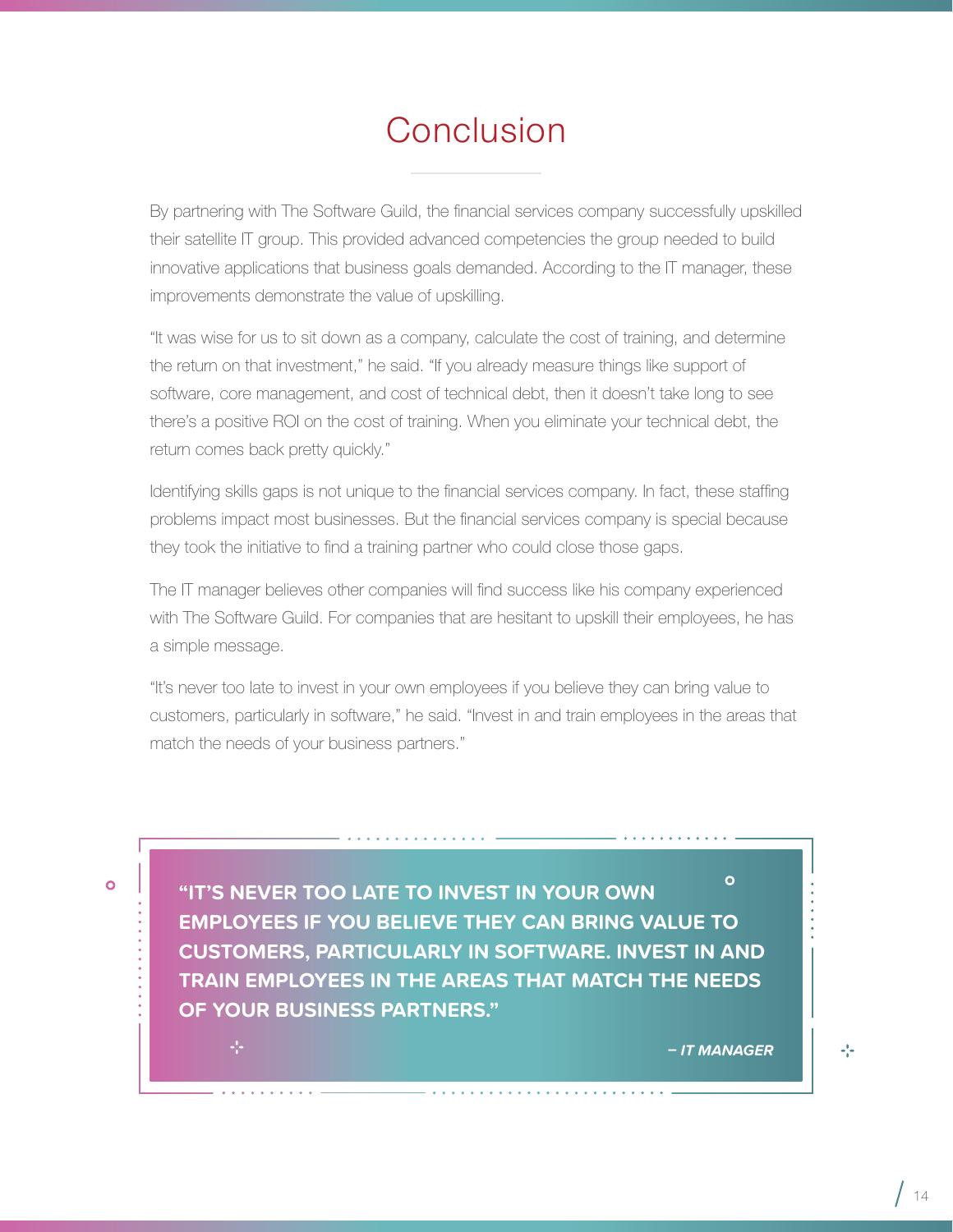# Conclusion

By partnering with The Software Guild, the financial services company successfully upskilled their satellite IT group. This provided advanced competencies the group needed to build innovative applications that business goals demanded. According to the IT manager, these improvements demonstrate the value of upskilling.

"It was wise for us to sit down as a company, calculate the cost of training, and determine the return on that investment," he said. "If you already measure things like support of software, core management, and cost of technical debt, then it doesn't take long to see there's a positive ROI on the cost of training. When you eliminate your technical debt, the return comes back pretty quickly."

Identifying skills gaps is not unique to the financial services company. In fact, these staffing problems impact most businesses. But the financial services company is special because they took the initiative to find a training partner who could close those gaps.

The IT manager believes other companies will find success like his company experienced with The Software Guild. For companies that are hesitant to upskill their employees, he has a simple message.

"It's never too late to invest in your own employees if you believe they can bring value to customers, particularly in software," he said. "Invest in and train employees in the areas that match the needs of your business partners."

> **"IT'S NEVER TOO LATE TO INVEST IN YOUR OWN EMPLOYEES IF YOU BELIEVE THEY CAN BRING VALUE TO CUSTOMERS, PARTICULARLY IN SOFTWARE. INVEST IN AND TRAIN EMPLOYEES IN THE AREAS THAT MATCH THE NEEDS OF YOUR BUSINESS PARTNERS."**
>
> ***– IT MANAGER***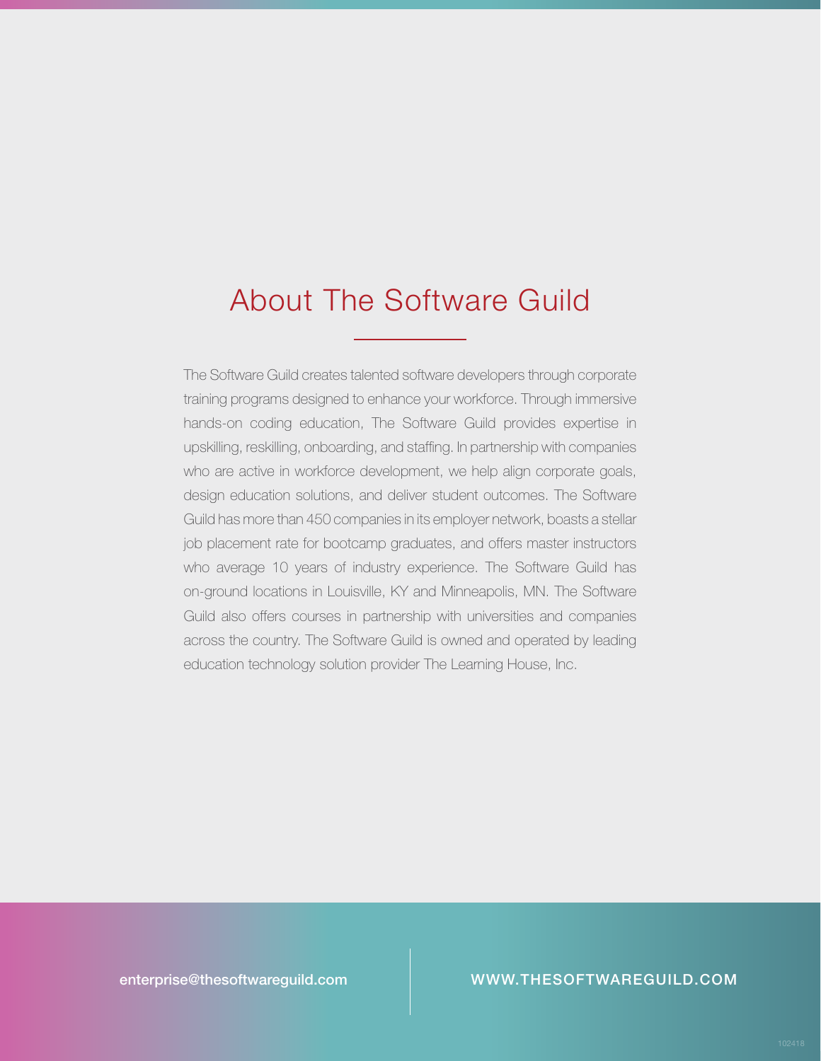# About The Software Guild

The Software Guild creates talented software developers through corporate training programs designed to enhance your workforce. Through immersive hands-on coding education, The Software Guild provides expertise in upskilling, reskilling, onboarding, and staffing. In partnership with companies who are active in workforce development, we help align corporate goals, design education solutions, and deliver student outcomes. The Software Guild has more than 450 companies in its employer network, boasts a stellar job placement rate for bootcamp graduates, and offers master instructors who average 10 years of industry experience. The Software Guild has on-ground locations in Louisville, KY and Minneapolis, MN. The Software Guild also offers courses in partnership with universities and companies across the country. The Software Guild is owned and operated by leading education technology solution provider The Learning House, Inc.

enterprise@thesoftwareguild.com

WWW.THESOFTWAREGUILD.COM

102418